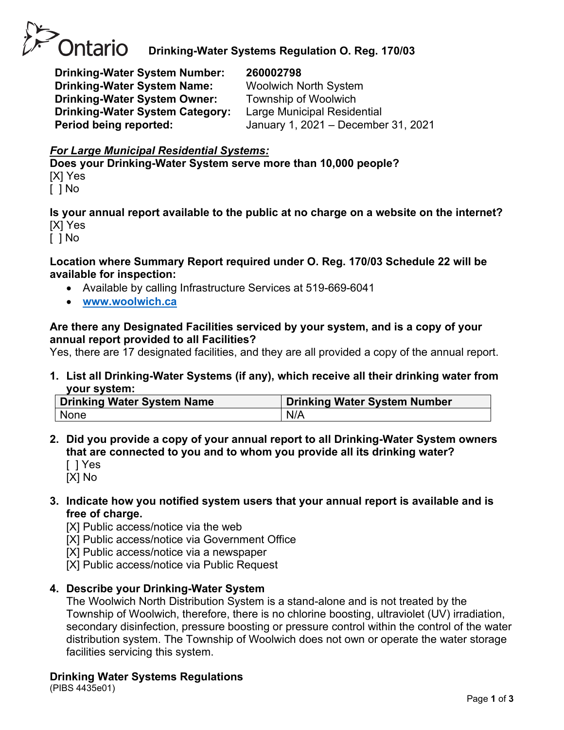# Ontario Drinking-Water Systems Regulation O. Reg. 170/03

**Drinking-Water System Number:** 260002798
**Drinking-Water System Name:** Woolwich North System
**Drinking-Water System Owner:** Township of Woolwich
**Drinking-Water System Category:** Large Municipal Residential
**Period being reported:** January 1, 2021 – December 31, 2021

***For Large Municipal Residential Systems:***

**Does your Drinking-Water System serve more than 10,000 people?**

[X] Yes
[ ] No

**Is your annual report available to the public at no charge on a website on the internet?**

[X] Yes
[ ] No

**Location where Summary Report required under O. Reg. 170/03 Schedule 22 will be available for inspection:**

- Available by calling Infrastructure Services at 519-669-6041
- **www.woolwich.ca**

**Are there any Designated Facilities serviced by your system, and is a copy of your annual report provided to all Facilities?**

Yes, there are 17 designated facilities, and they are all provided a copy of the annual report.

1. **List all Drinking-Water Systems (if any), which receive all their drinking water from your system:**

| Drinking Water System Name | Drinking Water System Number |
|---|---|
| None | N/A |

2. **Did you provide a copy of your annual report to all Drinking-Water System owners that are connected to you and to whom you provide all its drinking water?**

   [ ] Yes
   [X] No

3. **Indicate how you notified system users that your annual report is available and is free of charge.**

   [X] Public access/notice via the web
   [X] Public access/notice via Government Office
   [X] Public access/notice via a newspaper
   [X] Public access/notice via Public Request

4. **Describe your Drinking-Water System**

   The Woolwich North Distribution System is a stand-alone and is not treated by the Township of Woolwich, therefore, there is no chlorine boosting, ultraviolet (UV) irradiation, secondary disinfection, pressure boosting or pressure control within the control of the water distribution system. The Township of Woolwich does not own or operate the water storage facilities servicing this system.

**Drinking Water Systems Regulations**
(PIBS 4435e01)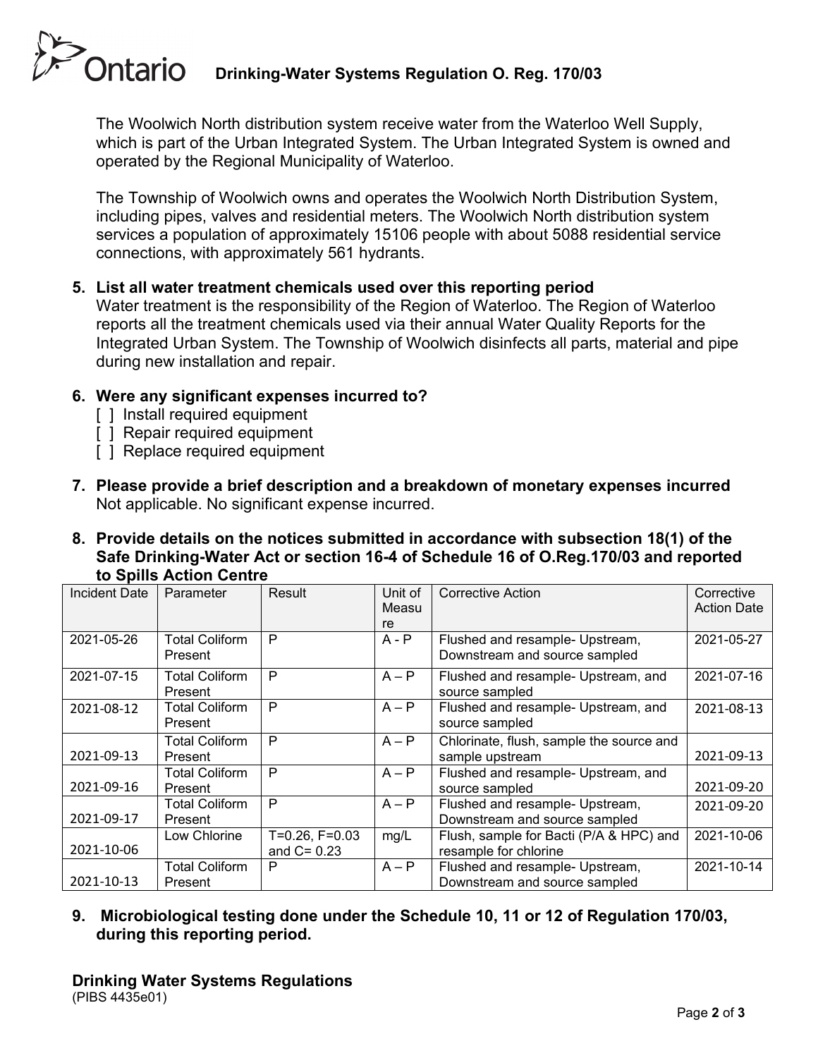The Woolwich North distribution system receive water from the Waterloo Well Supply, which is part of the Urban Integrated System. The Urban Integrated System is owned and operated by the Regional Municipality of Waterloo.

The Township of Woolwich owns and operates the Woolwich North Distribution System, including pipes, valves and residential meters. The Woolwich North distribution system services a population of approximately 15106 people with about 5088 residential service connections, with approximately 561 hydrants.

**5. List all water treatment chemicals used over this reporting period**

Water treatment is the responsibility of the Region of Waterloo. The Region of Waterloo reports all the treatment chemicals used via their annual Water Quality Reports for the Integrated Urban System. The Township of Woolwich disinfects all parts, material and pipe during new installation and repair.

**6. Were any significant expenses incurred to?**

[ ] Install required equipment
[ ] Repair required equipment
[ ] Replace required equipment

**7. Please provide a brief description and a breakdown of monetary expenses incurred**

Not applicable. No significant expense incurred.

**8. Provide details on the notices submitted in accordance with subsection 18(1) of the Safe Drinking-Water Act or section 16-4 of Schedule 16 of O.Reg.170/03 and reported to Spills Action Centre**

| Incident Date | Parameter | Result | Unit of Measure | Corrective Action | Corrective Action Date |
|---|---|---|---|---|---|
| 2021-05-26 | Total Coliform Present | P | A - P | Flushed and resample- Upstream, Downstream and source sampled | 2021-05-27 |
| 2021-07-15 | Total Coliform Present | P | A – P | Flushed and resample- Upstream, and source sampled | 2021-07-16 |
| 2021-08-12 | Total Coliform Present | P | A – P | Flushed and resample- Upstream, and source sampled | 2021-08-13 |
| 2021-09-13 | Total Coliform Present | P | A – P | Chlorinate, flush, sample the source and sample upstream | 2021-09-13 |
| 2021-09-16 | Total Coliform Present | P | A – P | Flushed and resample- Upstream, and source sampled | 2021-09-20 |
| 2021-09-17 | Total Coliform Present | P | A – P | Flushed and resample- Upstream, Downstream and source sampled | 2021-09-20 |
| 2021-10-06 | Low Chlorine | T=0.26, F=0.03 and C= 0.23 | mg/L | Flush, sample for Bacti (P/A & HPC) and resample for chlorine | 2021-10-06 |
| 2021-10-13 | Total Coliform Present | P | A – P | Flushed and resample- Upstream, Downstream and source sampled | 2021-10-14 |

**9. Microbiological testing done under the Schedule 10, 11 or 12 of Regulation 170/03, during this reporting period.**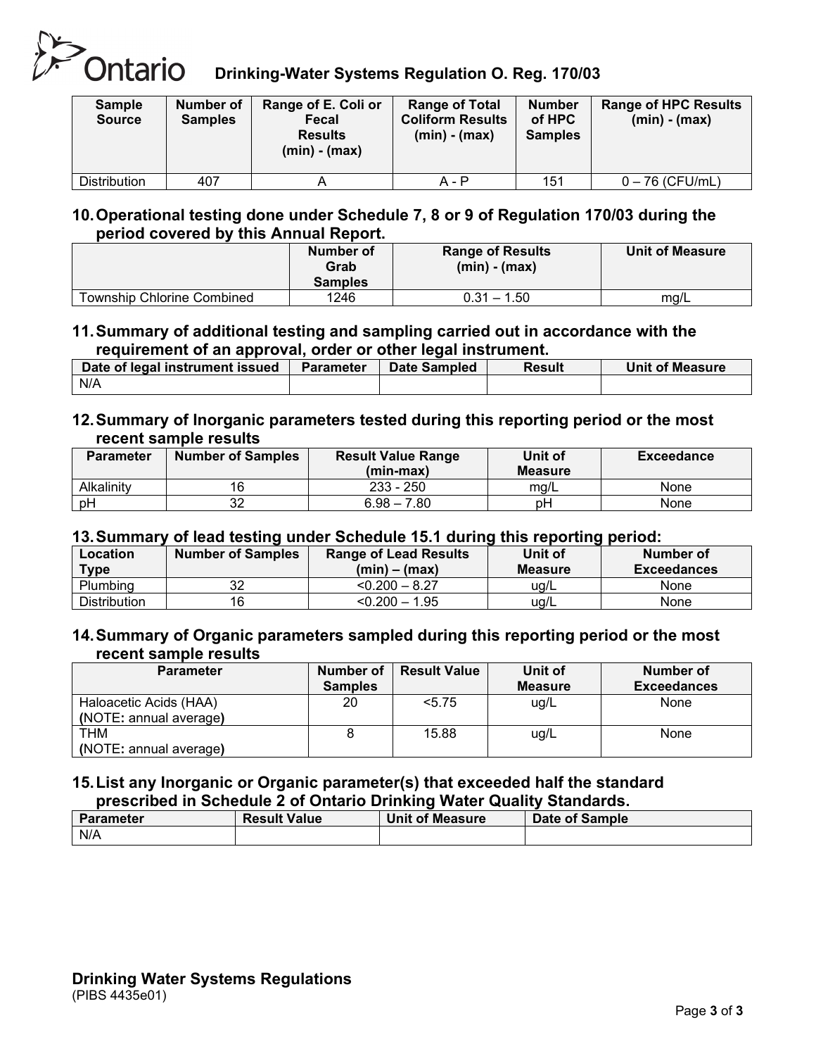| Sample Source | Number of Samples | Range of E. Coli or Fecal Results (min) - (max) | Range of Total Coliform Results (min) - (max) | Number of HPC Samples | Range of HPC Results (min) - (max) |
|---|---|---|---|---|---|
| Distribution | 407 | A | A - P | 151 | 0 – 76 (CFU/mL) |

## 10. Operational testing done under Schedule 7, 8 or 9 of Regulation 170/03 during the period covered by this Annual Report.

| | Number of Grab Samples | Range of Results (min) - (max) | Unit of Measure |
|---|---|---|---|
| Township Chlorine Combined | 1246 | 0.31 – 1.50 | mg/L |

## 11. Summary of additional testing and sampling carried out in accordance with the requirement of an approval, order or other legal instrument.

| Date of legal instrument issued | Parameter | Date Sampled | Result | Unit of Measure |
|---|---|---|---|---|
| N/A | | | | |

## 12. Summary of Inorganic parameters tested during this reporting period or the most recent sample results

| Parameter | Number of Samples | Result Value Range (min-max) | Unit of Measure | Exceedance |
|---|---|---|---|---|
| Alkalinity | 16 | 233 - 250 | mg/L | None |
| pH | 32 | 6.98 – 7.80 | pH | None |

## 13. Summary of lead testing under Schedule 15.1 during this reporting period:

| Location Type | Number of Samples | Range of Lead Results (min) – (max) | Unit of Measure | Number of Exceedances |
|---|---|---|---|---|
| Plumbing | 32 | <0.200 – 8.27 | ug/L | None |
| Distribution | 16 | <0.200 – 1.95 | ug/L | None |

## 14. Summary of Organic parameters sampled during this reporting period or the most recent sample results

| Parameter | Number of Samples | Result Value | Unit of Measure | Number of Exceedances |
|---|---|---|---|---|
| Haloacetic Acids (HAA) **(**NOTE**:** annual average**)** | 20 | <5.75 | ug/L | None |
| THM **(**NOTE**:** annual average**)** | 8 | 15.88 | ug/L | None |

## 15. List any Inorganic or Organic parameter(s) that exceeded half the standard prescribed in Schedule 2 of Ontario Drinking Water Quality Standards.

| Parameter | Result Value | Unit of Measure | Date of Sample |
|---|---|---|---|
| N/A | | | |